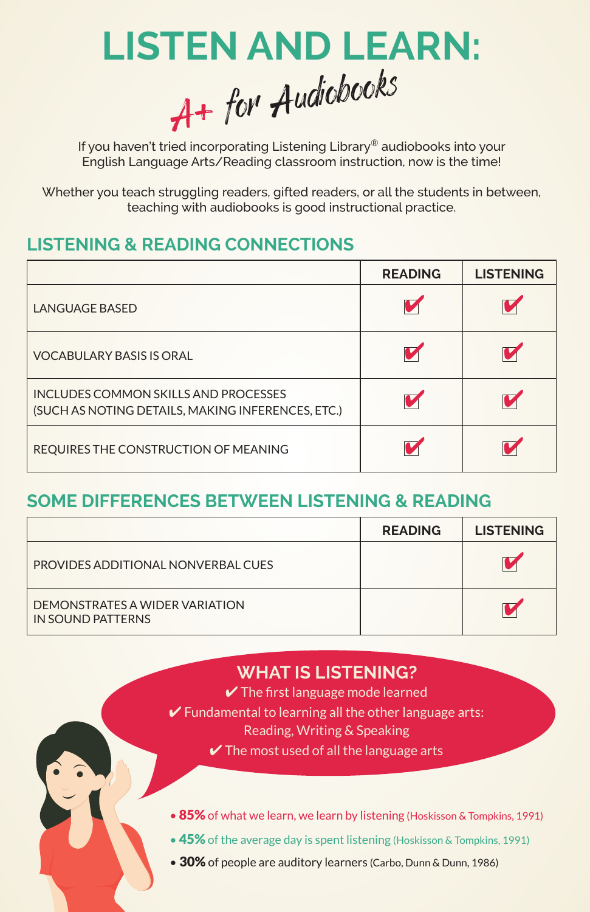# LISTEN AND LEARN:

## A+ for Audiobooks

If you haven't tried incorporating Listening Library® audiobooks into your English Language Arts/Reading classroom instruction, now is the time!

Whether you teach struggling readers, gifted readers, or all the students in between, teaching with audiobooks is good instructional practice.

## LISTENING & READING CONNECTIONS

| | READING | LISTENING |
|---|---|---|
| LANGUAGE BASED | ✔ | ✔ |
| VOCABULARY BASIS IS ORAL | ✔ | ✔ |
| INCLUDES COMMON SKILLS AND PROCESSES (SUCH AS NOTING DETAILS, MAKING INFERENCES, ETC.) | ✔ | ✔ |
| REQUIRES THE CONSTRUCTION OF MEANING | ✔ | ✔ |

## SOME DIFFERENCES BETWEEN LISTENING & READING

| | READING | LISTENING |
|---|---|---|
| PROVIDES ADDITIONAL NONVERBAL CUES | | ✔ |
| DEMONSTRATES A WIDER VARIATION IN SOUND PATTERNS | | ✔ |

### WHAT IS LISTENING?

✔ The first language mode learned

✔ Fundamental to learning all the other language arts: Reading, Writing & Speaking

✔ The most used of all the language arts

- **85%** of what we learn, we learn by listening (Hoskisson & Tompkins, 1991)
- **45%** of the average day is spent listening (Hoskisson & Tompkins, 1991)
- **30%** of people are auditory learners (Carbo, Dunn & Dunn, 1986)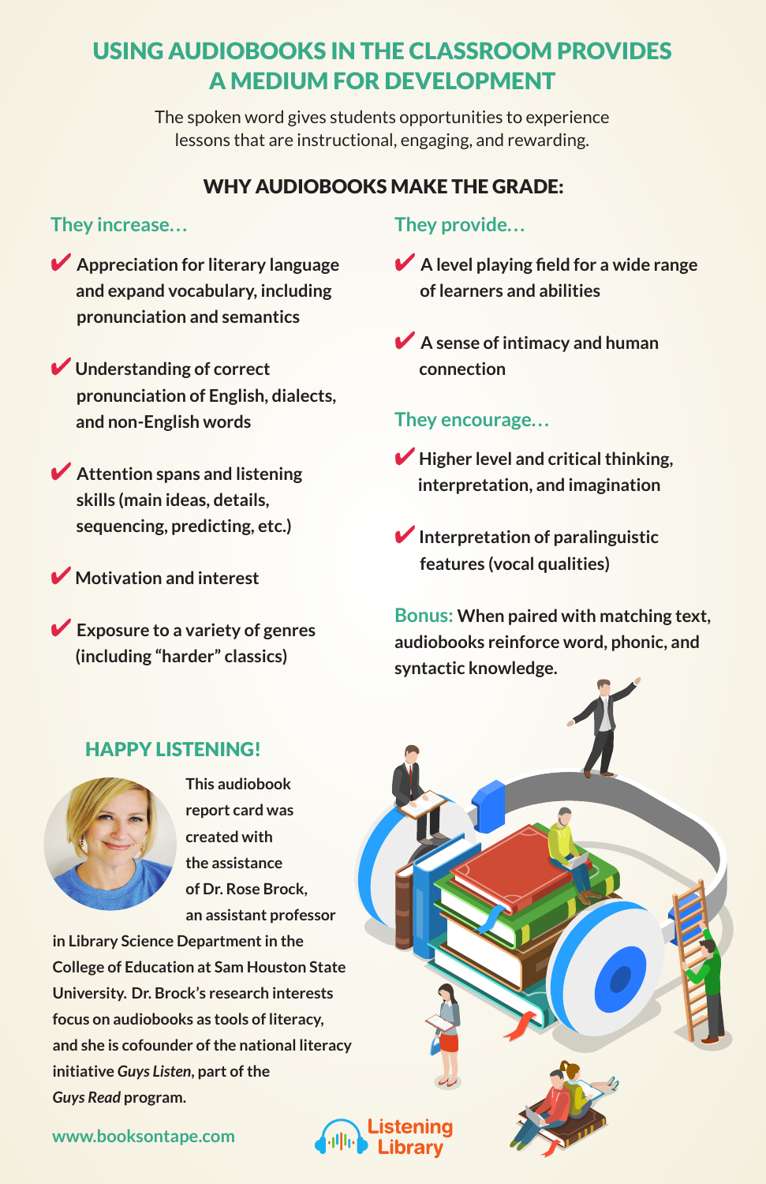# USING AUDIOBOOKS IN THE CLASSROOM PROVIDES A MEDIUM FOR DEVELOPMENT

The spoken word gives students opportunities to experience lessons that are instructional, engaging, and rewarding.

## WHY AUDIOBOOKS MAKE THE GRADE:

### They increase…

- ✔ **Appreciation for literary language and expand vocabulary, including pronunciation and semantics**
- ✔ **Understanding of correct pronunciation of English, dialects, and non-English words**
- ✔ **Attention spans and listening skills (main ideas, details, sequencing, predicting, etc.)**
- ✔ **Motivation and interest**
- ✔ **Exposure to a variety of genres (including "harder" classics)**

### They provide…

- ✔ **A level playing field for a wide range of learners and abilities**
- ✔ **A sense of intimacy and human connection**

### They encourage…

- ✔ **Higher level and critical thinking, interpretation, and imagination**
- ✔ **Interpretation of paralinguistic features (vocal qualities)**

**Bonus: When paired with matching text, audiobooks reinforce word, phonic, and syntactic knowledge.**

## HAPPY LISTENING!

**This audiobook report card was created with the assistance of Dr. Rose Brock, an assistant professor in Library Science Department in the College of Education at Sam Houston State University. Dr. Brock's research interests focus on audiobooks as tools of literacy, and she is cofounder of the national literacy initiative *Guys Listen*, part of the *Guys Read* program.**

www.booksontape.com

Listening Library